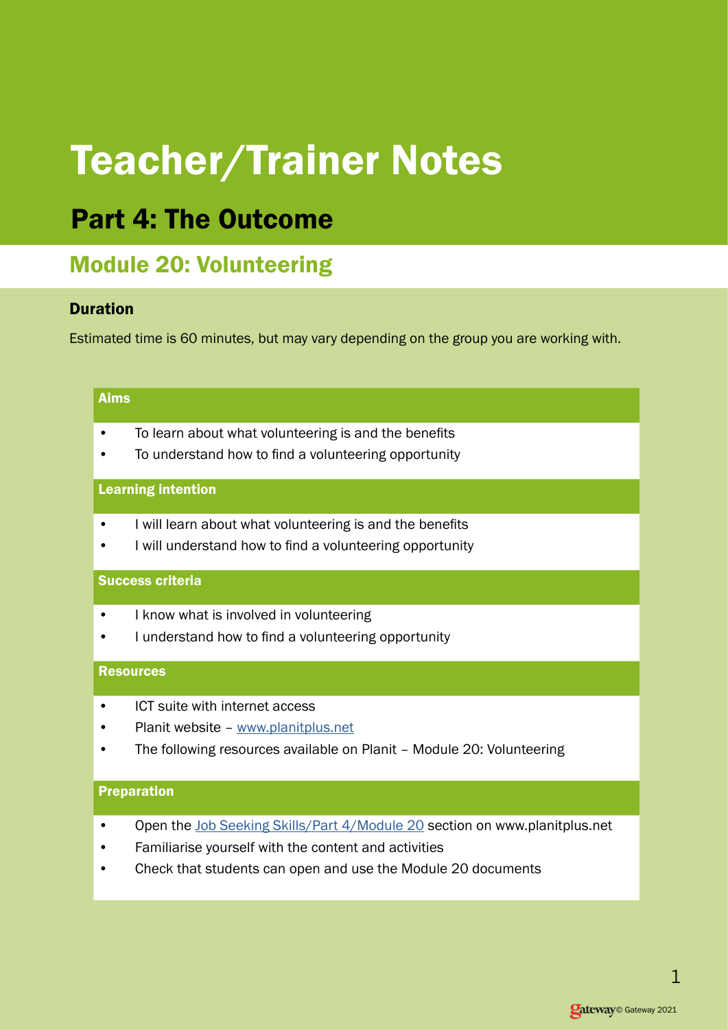# Teacher/Trainer Notes

## Part 4: The Outcome

## Module 20: Volunteering

### Duration

Estimated time is 60 minutes, but may vary depending on the group you are working with.

### Aims

- To learn about what volunteering is and the benefits
- To understand how to find a volunteering opportunity

### Learning intention

- I will learn about what volunteering is and the benefits
- I will understand how to find a volunteering opportunity

### Success criteria

- I know what is involved in volunteering
- I understand how to find a volunteering opportunity

### Resources

- ICT suite with internet access
- Planit website – [www.planitplus.net](www.planitplus.net)
- The following resources available on Planit – Module 20: Volunteering

### Preparation

- Open the [Job Seeking Skills/Part 4/Module 20]() section on www.planitplus.net
- Familiarise yourself with the content and activities
- Check that students can open and use the Module 20 documents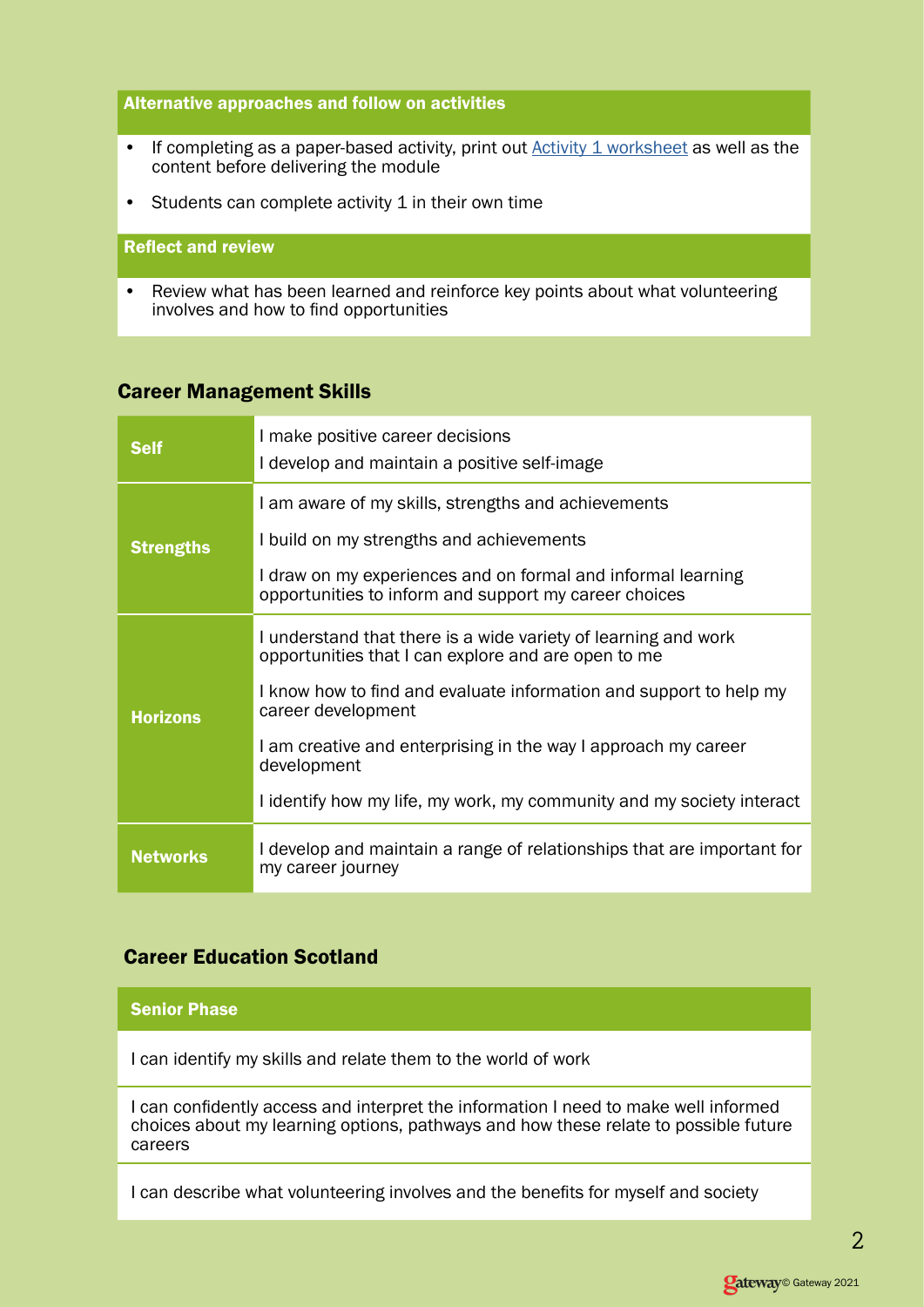| Alternative approaches and follow on activities |
|---|
| • If completing as a paper-based activity, print out [Activity 1 worksheet]() as well as the content before delivering the module<br>• Students can complete activity 1 in their own time |

| Reflect and review |
|---|
| • Review what has been learned and reinforce key points about what volunteering involves and how to find opportunities |

## Career Management Skills

| | |
|---|---|
| **Self** | I make positive career decisions<br>I develop and maintain a positive self-image |
| **Strengths** | I am aware of my skills, strengths and achievements<br>I build on my strengths and achievements<br>I draw on my experiences and on formal and informal learning opportunities to inform and support my career choices |
| **Horizons** | I understand that there is a wide variety of learning and work opportunities that I can explore and are open to me<br>I know how to find and evaluate information and support to help my career development<br>I am creative and enterprising in the way I approach my career development<br>I identify how my life, my work, my community and my society interact |
| **Networks** | I develop and maintain a range of relationships that are important for my career journey |

## Career Education Scotland

| Senior Phase |
|---|
| I can identify my skills and relate them to the world of work |
| I can confidently access and interpret the information I need to make well informed choices about my learning options, pathways and how these relate to possible future careers |
| I can describe what volunteering involves and the benefits for myself and society |